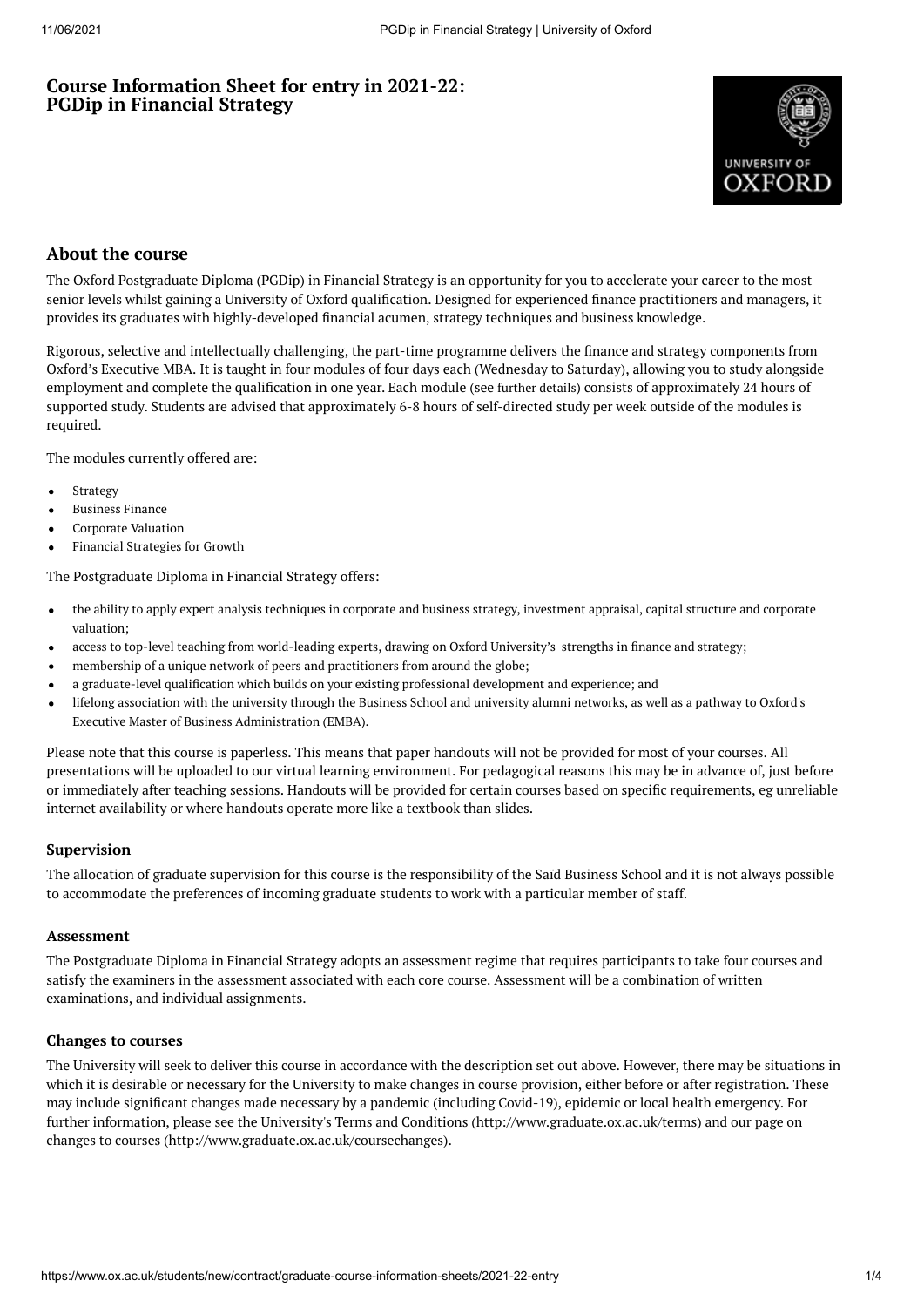# Course Information Sheet for entry in 2021-22: PGDip in Financial Strategy

## About the course

The Oxford Postgraduate Diploma (PGDip) in Financial Strategy is an opportunity for you to accelerate your career to the most senior levels whilst gaining a University of Oxford qualification. Designed for experienced finance practitioners and managers, it provides its graduates with highly-developed financial acumen, strategy techniques and business knowledge.

Rigorous, selective and intellectually challenging, the part-time programme delivers the finance and strategy components from Oxford's Executive MBA. It is taught in four modules of four days each (Wednesday to Saturday), allowing you to study alongside employment and complete the qualification in one year. Each module (see further details) consists of approximately 24 hours of supported study. Students are advised that approximately 6-8 hours of self-directed study per week outside of the modules is required.

The modules currently offered are:

- Strategy
- Business Finance
- Corporate Valuation
- Financial Strategies for Growth

The Postgraduate Diploma in Financial Strategy offers:

- the ability to apply expert analysis techniques in corporate and business strategy, investment appraisal, capital structure and corporate valuation;
- access to top-level teaching from world-leading experts, drawing on Oxford University's strengths in finance and strategy;
- membership of a unique network of peers and practitioners from around the globe;
- a graduate-level qualification which builds on your existing professional development and experience; and
- lifelong association with the university through the Business School and university alumni networks, as well as a pathway to Oxford's Executive Master of Business Administration (EMBA).

Please note that this course is paperless. This means that paper handouts will not be provided for most of your courses. All presentations will be uploaded to our virtual learning environment. For pedagogical reasons this may be in advance of, just before or immediately after teaching sessions. Handouts will be provided for certain courses based on specific requirements, eg unreliable internet availability or where handouts operate more like a textbook than slides.

### Supervision

The allocation of graduate supervision for this course is the responsibility of the Saïd Business School and it is not always possible to accommodate the preferences of incoming graduate students to work with a particular member of staff.

### Assessment

The Postgraduate Diploma in Financial Strategy adopts an assessment regime that requires participants to take four courses and satisfy the examiners in the assessment associated with each core course. Assessment will be a combination of written examinations, and individual assignments.

### Changes to courses

The University will seek to deliver this course in accordance with the description set out above. However, there may be situations in which it is desirable or necessary for the University to make changes in course provision, either before or after registration. These may include significant changes made necessary by a pandemic (including Covid-19), epidemic or local health emergency. For further information, please see the University's Terms and Conditions (http://www.graduate.ox.ac.uk/terms) and our page on changes to courses (http://www.graduate.ox.ac.uk/coursechanges).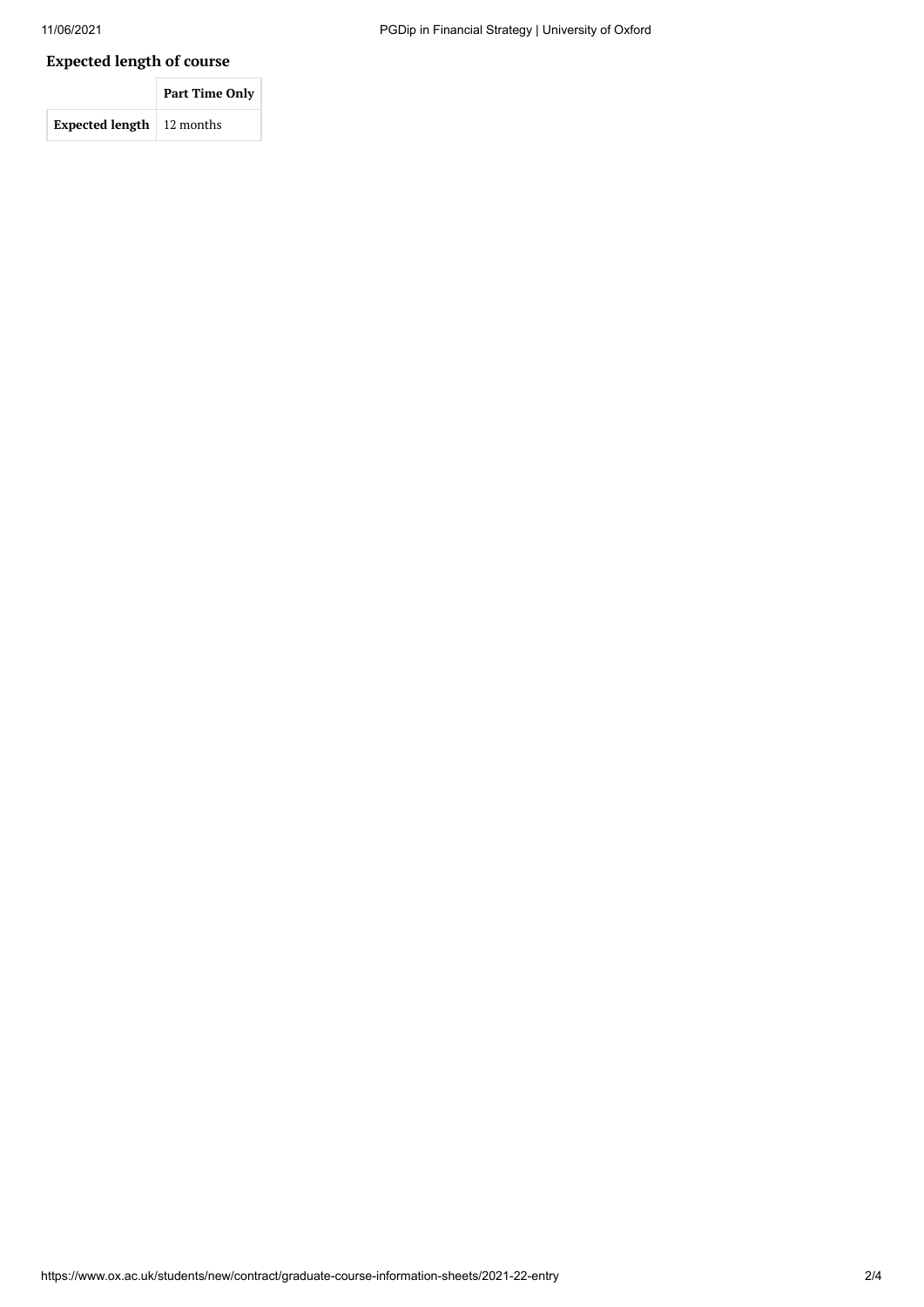### Expected length of course

| | Part Time Only |
|---|---|
| **Expected length** | 12 months |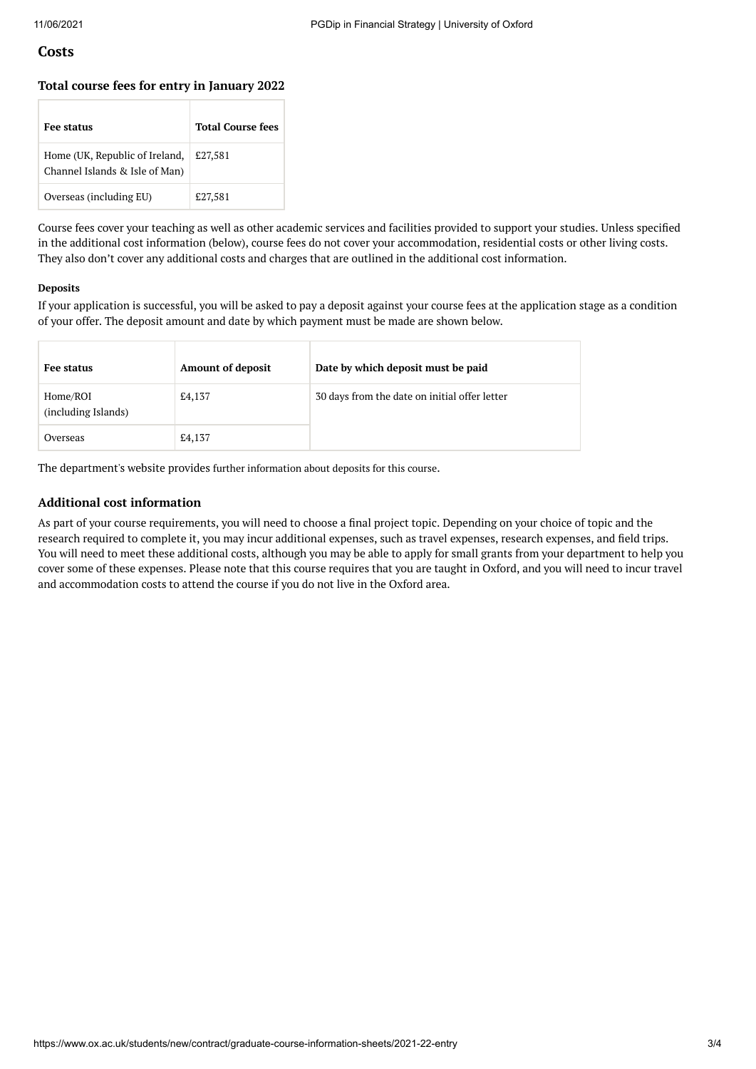## Costs

### Total course fees for entry in January 2022

| Fee status | Total Course fees |
|---|---|
| Home (UK, Republic of Ireland, Channel Islands & Isle of Man) | £27,581 |
| Overseas (including EU) | £27,581 |

Course fees cover your teaching as well as other academic services and facilities provided to support your studies. Unless specified in the additional cost information (below), course fees do not cover your accommodation, residential costs or other living costs. They also don't cover any additional costs and charges that are outlined in the additional cost information.

#### Deposits

If your application is successful, you will be asked to pay a deposit against your course fees at the application stage as a condition of your offer. The deposit amount and date by which payment must be made are shown below.

| Fee status | Amount of deposit | Date by which deposit must be paid |
|---|---|---|
| Home/ROI (including Islands) | £4,137 | 30 days from the date on initial offer letter |
| Overseas | £4,137 | |

The department's website provides further information about deposits for this course.

### Additional cost information

As part of your course requirements, you will need to choose a final project topic. Depending on your choice of topic and the research required to complete it, you may incur additional expenses, such as travel expenses, research expenses, and field trips. You will need to meet these additional costs, although you may be able to apply for small grants from your department to help you cover some of these expenses. Please note that this course requires that you are taught in Oxford, and you will need to incur travel and accommodation costs to attend the course if you do not live in the Oxford area.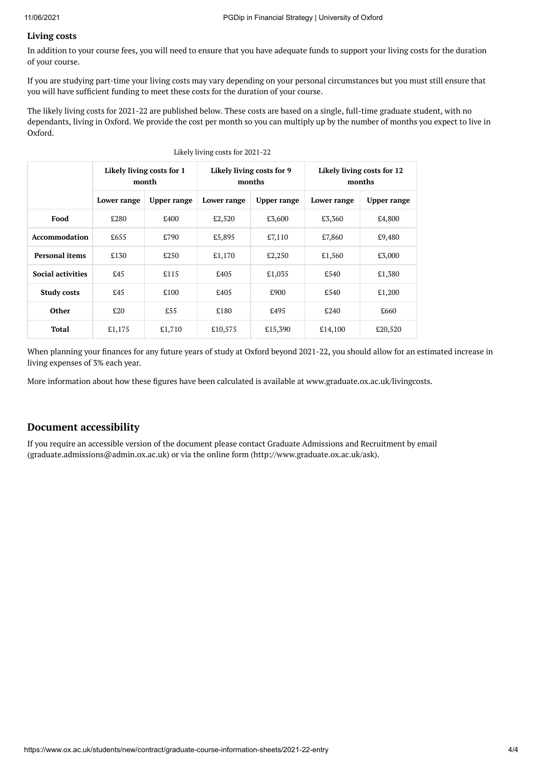### Living costs

In addition to your course fees, you will need to ensure that you have adequate funds to support your living costs for the duration of your course.

If you are studying part-time your living costs may vary depending on your personal circumstances but you must still ensure that you will have sufficient funding to meet these costs for the duration of your course.

The likely living costs for 2021-22 are published below. These costs are based on a single, full-time graduate student, with no dependants, living in Oxford. We provide the cost per month so you can multiply up by the number of months you expect to live in Oxford.

Likely living costs for 2021-22

| | Likely living costs for 1 month | | Likely living costs for 9 months | | Likely living costs for 12 months | |
|---|---|---|---|---|---|---|
| | **Lower range** | **Upper range** | **Lower range** | **Upper range** | **Lower range** | **Upper range** |
| **Food** | £280 | £400 | £2,520 | £3,600 | £3,360 | £4,800 |
| **Accommodation** | £655 | £790 | £5,895 | £7,110 | £7,860 | £9,480 |
| **Personal items** | £130 | £250 | £1,170 | £2,250 | £1,560 | £3,000 |
| **Social activities** | £45 | £115 | £405 | £1,035 | £540 | £1,380 |
| **Study costs** | £45 | £100 | £405 | £900 | £540 | £1,200 |
| **Other** | £20 | £55 | £180 | £495 | £240 | £660 |
| **Total** | £1,175 | £1,710 | £10,575 | £15,390 | £14,100 | £20,520 |

When planning your finances for any future years of study at Oxford beyond 2021-22, you should allow for an estimated increase in living expenses of 3% each year.

More information about how these figures have been calculated is available at www.graduate.ox.ac.uk/livingcosts.

## Document accessibility

If you require an accessible version of the document please contact Graduate Admissions and Recruitment by email (graduate.admissions@admin.ox.ac.uk) or via the online form (http://www.graduate.ox.ac.uk/ask).